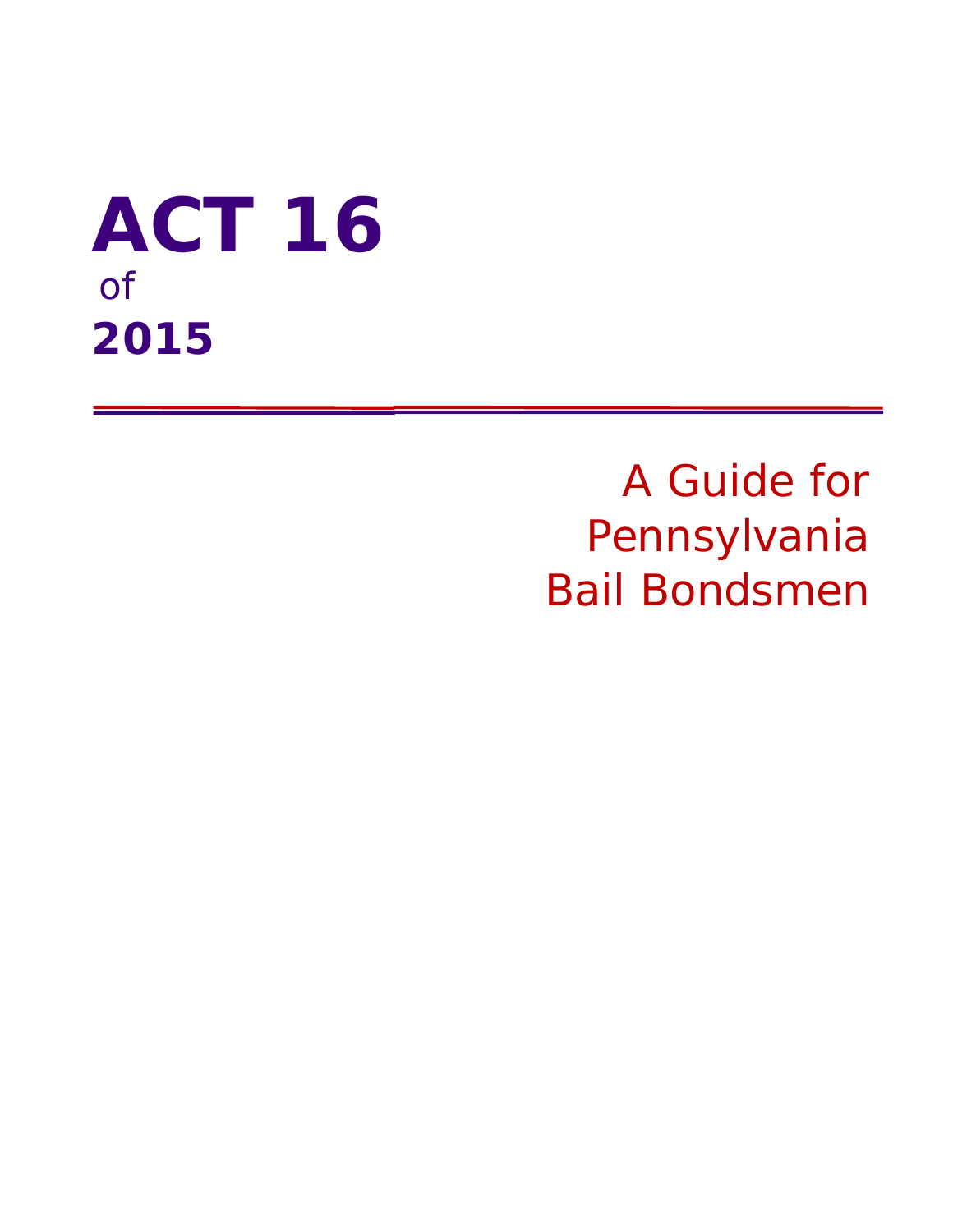# ACT 16

of

**2015**

---

## A Guide for Pennsylvania Bail Bondsmen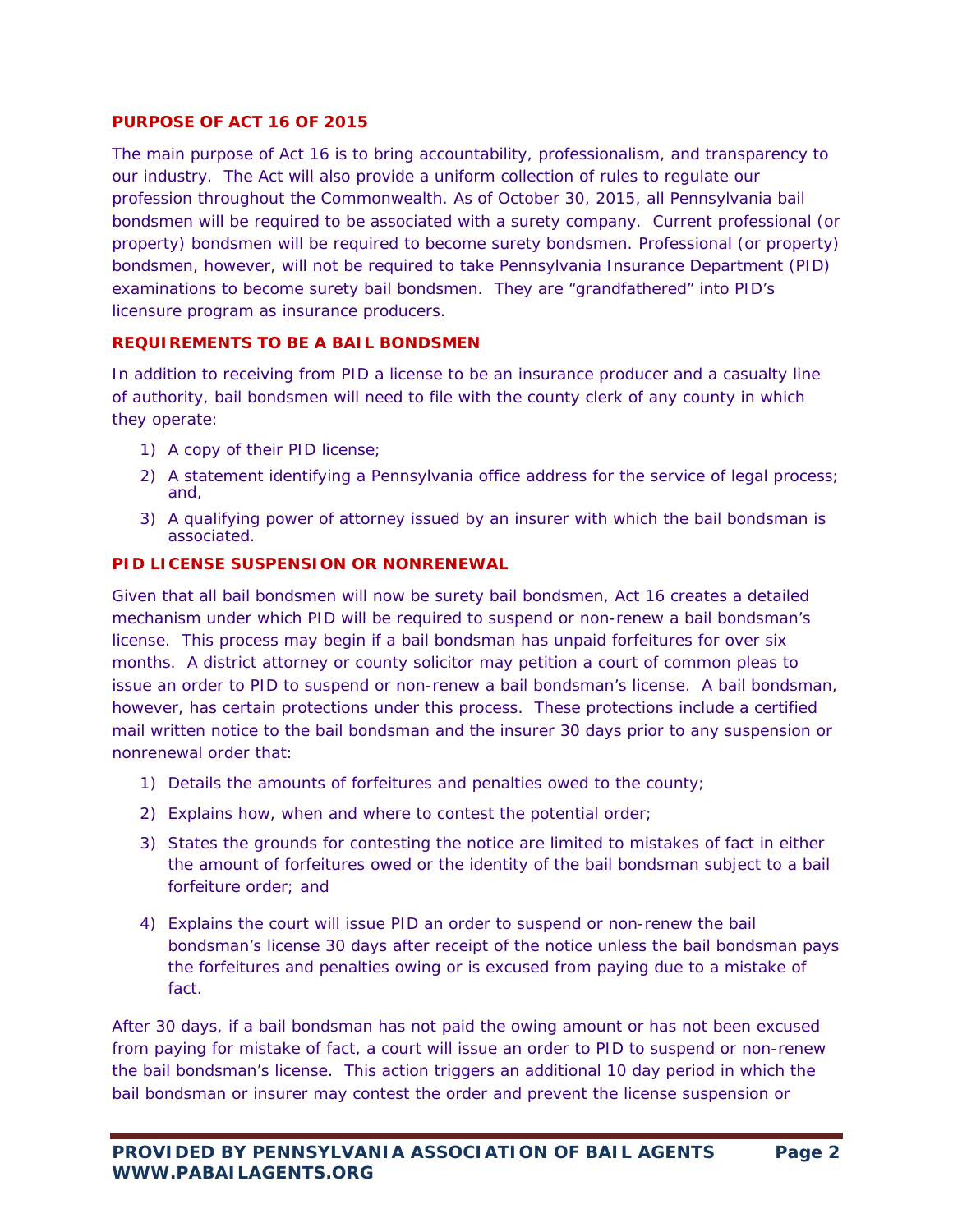## PURPOSE OF ACT 16 OF 2015

The main purpose of Act 16 is to bring accountability, professionalism, and transparency to our industry. The Act will also provide a uniform collection of rules to regulate our profession throughout the Commonwealth. As of October 30, 2015, all Pennsylvania bail bondsmen will be required to be associated with a surety company. Current professional (or property) bondsmen will be required to become surety bondsmen. Professional (or property) bondsmen, however, will not be required to take Pennsylvania Insurance Department (PID) examinations to become surety bail bondsmen. They are "grandfathered" into PID's licensure program as insurance producers.

## REQUIREMENTS TO BE A BAIL BONDSMEN

In addition to receiving from PID a license to be an insurance producer and a casualty line of authority, bail bondsmen will need to file with the county clerk of any county in which they operate:

1) A copy of their PID license;
2) A statement identifying a Pennsylvania office address for the service of legal process; and,
3) A qualifying power of attorney issued by an insurer with which the bail bondsman is associated.

## PID LICENSE SUSPENSION OR NONRENEWAL

Given that all bail bondsmen will now be surety bail bondsmen, Act 16 creates a detailed mechanism under which PID will be required to suspend or non-renew a bail bondsman's license. This process may begin if a bail bondsman has unpaid forfeitures for over six months. A district attorney or county solicitor may petition a court of common pleas to issue an order to PID to suspend or non-renew a bail bondsman's license. A bail bondsman, however, has certain protections under this process. These protections include a certified mail written notice to the bail bondsman and the insurer 30 days prior to any suspension or nonrenewal order that:

1) Details the amounts of forfeitures and penalties owed to the county;
2) Explains how, when and where to contest the potential order;
3) States the grounds for contesting the notice are limited to mistakes of fact in either the amount of forfeitures owed or the identity of the bail bondsman subject to a bail forfeiture order; and
4) Explains the court will issue PID an order to suspend or non-renew the bail bondsman's license 30 days after receipt of the notice unless the bail bondsman pays the forfeitures and penalties owing or is excused from paying due to a mistake of fact.

After 30 days, if a bail bondsman has not paid the owing amount or has not been excused from paying for mistake of fact, a court will issue an order to PID to suspend or non-renew the bail bondsman's license. This action triggers an additional 10 day period in which the bail bondsman or insurer may contest the order and prevent the license suspension or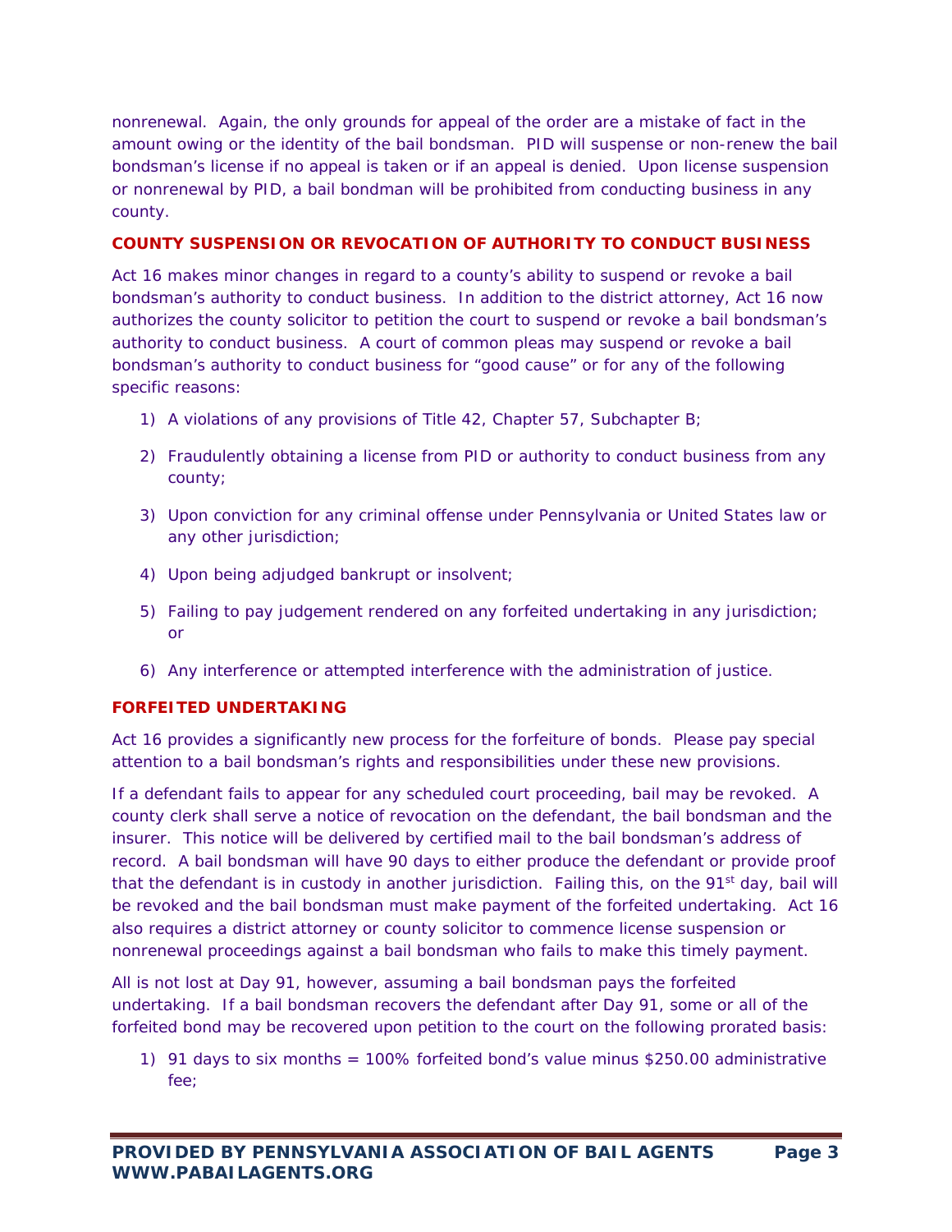nonrenewal. Again, the only grounds for appeal of the order are a mistake of fact in the amount owing or the identity of the bail bondsman. PID will suspense or non-renew the bail bondsman's license if no appeal is taken or if an appeal is denied. Upon license suspension or nonrenewal by PID, a bail bondman will be prohibited from conducting business in any county.

## COUNTY SUSPENSION OR REVOCATION OF AUTHORITY TO CONDUCT BUSINESS

Act 16 makes minor changes in regard to a county's ability to suspend or revoke a bail bondsman's authority to conduct business. In addition to the district attorney, Act 16 now authorizes the county solicitor to petition the court to suspend or revoke a bail bondsman's authority to conduct business. A court of common pleas may suspend or revoke a bail bondsman's authority to conduct business for "good cause" or for any of the following specific reasons:

1) A violations of any provisions of Title 42, Chapter 57, Subchapter B;
2) Fraudulently obtaining a license from PID or authority to conduct business from any county;
3) Upon conviction for any criminal offense under Pennsylvania or United States law or any other jurisdiction;
4) Upon being adjudged bankrupt or insolvent;
5) Failing to pay judgement rendered on any forfeited undertaking in any jurisdiction; or
6) Any interference or attempted interference with the administration of justice.

## FORFEITED UNDERTAKING

Act 16 provides a significantly new process for the forfeiture of bonds. Please pay special attention to a bail bondsman's rights and responsibilities under these new provisions.

If a defendant fails to appear for any scheduled court proceeding, bail may be revoked. A county clerk shall serve a notice of revocation on the defendant, the bail bondsman and the insurer. This notice will be delivered by certified mail to the bail bondsman's address of record. A bail bondsman will have 90 days to either produce the defendant or provide proof that the defendant is in custody in another jurisdiction. Failing this, on the 91st day, bail will be revoked and the bail bondsman must make payment of the forfeited undertaking. Act 16 also requires a district attorney or county solicitor to commence license suspension or nonrenewal proceedings against a bail bondsman who fails to make this timely payment.

All is not lost at Day 91, however, assuming a bail bondsman pays the forfeited undertaking. If a bail bondsman recovers the defendant after Day 91, some or all of the forfeited bond may be recovered upon petition to the court on the following prorated basis:

1) 91 days to six months = 100% forfeited bond's value minus $250.00 administrative fee;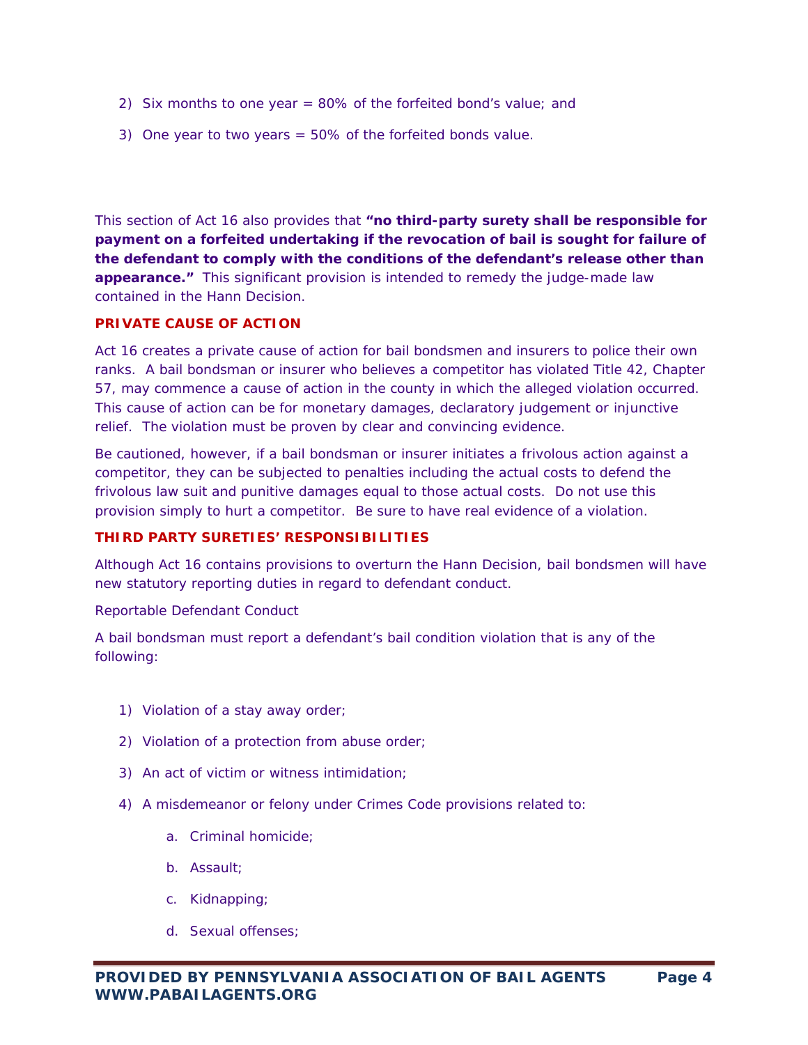2) Six months to one year = 80% of the forfeited bond's value; and

3) One year to two years = 50% of the forfeited bonds value.

This section of Act 16 also provides that **"no third-party surety shall be responsible for payment on a forfeited undertaking if the revocation of bail is sought for failure of the defendant to comply with the conditions of the defendant's release other than appearance."** This significant provision is intended to remedy the judge-made law contained in the Hann Decision.

## PRIVATE CAUSE OF ACTION

Act 16 creates a private cause of action for bail bondsmen and insurers to police their own ranks. A bail bondsman or insurer who believes a competitor has violated Title 42, Chapter 57, may commence a cause of action in the county in which the alleged violation occurred. This cause of action can be for monetary damages, declaratory judgement or injunctive relief. The violation must be proven by clear and convincing evidence.

Be cautioned, however, if a bail bondsman or insurer initiates a frivolous action against a competitor, they can be subjected to penalties including the actual costs to defend the frivolous law suit and punitive damages equal to those actual costs. Do not use this provision simply to hurt a competitor. Be sure to have real evidence of a violation.

## THIRD PARTY SURETIES' RESPONSIBILITIES

Although Act 16 contains provisions to overturn the Hann Decision, bail bondsmen will have new statutory reporting duties in regard to defendant conduct.

Reportable Defendant Conduct

A bail bondsman must report a defendant's bail condition violation that is any of the following:

1) Violation of a stay away order;

2) Violation of a protection from abuse order;

3) An act of victim or witness intimidation;

4) A misdemeanor or felony under Crimes Code provisions related to:

    a. Criminal homicide;

    b. Assault;

    c. Kidnapping;

    d. Sexual offenses;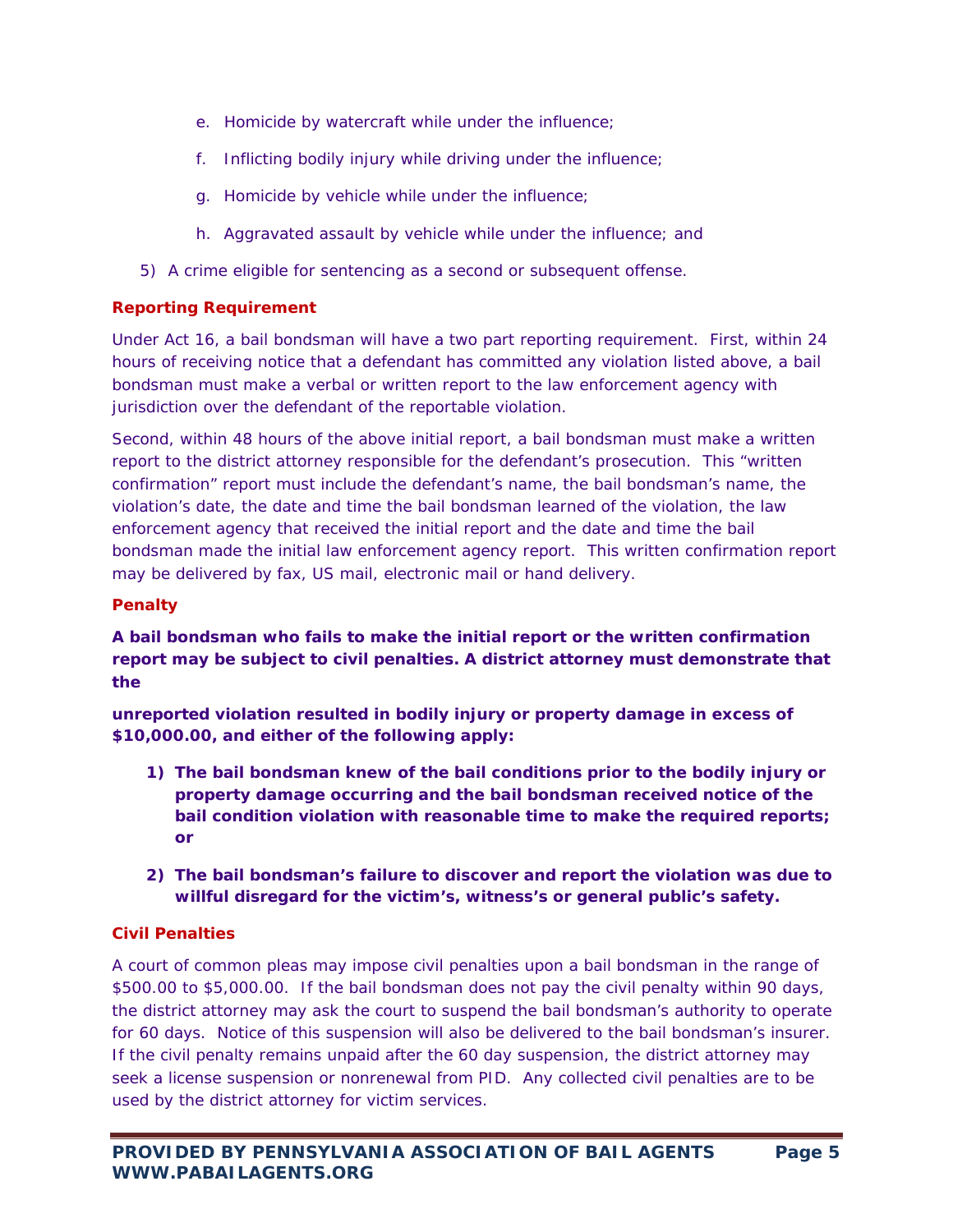e. Homicide by watercraft while under the influence;

   f. Inflicting bodily injury while driving under the influence;

   g. Homicide by vehicle while under the influence;

   h. Aggravated assault by vehicle while under the influence; and

5) A crime eligible for sentencing as a second or subsequent offense.

### Reporting Requirement

Under Act 16, a bail bondsman will have a two part reporting requirement. First, within 24 hours of receiving notice that a defendant has committed any violation listed above, a bail bondsman must make a verbal or written report to the law enforcement agency with jurisdiction over the defendant of the reportable violation.

Second, within 48 hours of the above initial report, a bail bondsman must make a written report to the district attorney responsible for the defendant's prosecution. This "written confirmation" report must include the defendant's name, the bail bondsman's name, the violation's date, the date and time the bail bondsman learned of the violation, the law enforcement agency that received the initial report and the date and time the bail bondsman made the initial law enforcement agency report. This written confirmation report may be delivered by fax, US mail, electronic mail or hand delivery.

### Penalty

**A bail bondsman who fails to make the initial report or the written confirmation report may be subject to civil penalties. A district attorney must demonstrate that the**

**unreported violation resulted in bodily injury or property damage in excess of $10,000.00, and either of the following apply:**

1) **The bail bondsman knew of the bail conditions prior to the bodily injury or property damage occurring and the bail bondsman received notice of the bail condition violation with reasonable time to make the required reports; or**

2) **The bail bondsman's failure to discover and report the violation was due to willful disregard for the victim's, witness's or general public's safety.**

### Civil Penalties

A court of common pleas may impose civil penalties upon a bail bondsman in the range of $500.00 to $5,000.00. If the bail bondsman does not pay the civil penalty within 90 days, the district attorney may ask the court to suspend the bail bondsman's authority to operate for 60 days. Notice of this suspension will also be delivered to the bail bondsman's insurer. If the civil penalty remains unpaid after the 60 day suspension, the district attorney may seek a license suspension or nonrenewal from PID. Any collected civil penalties are to be used by the district attorney for victim services.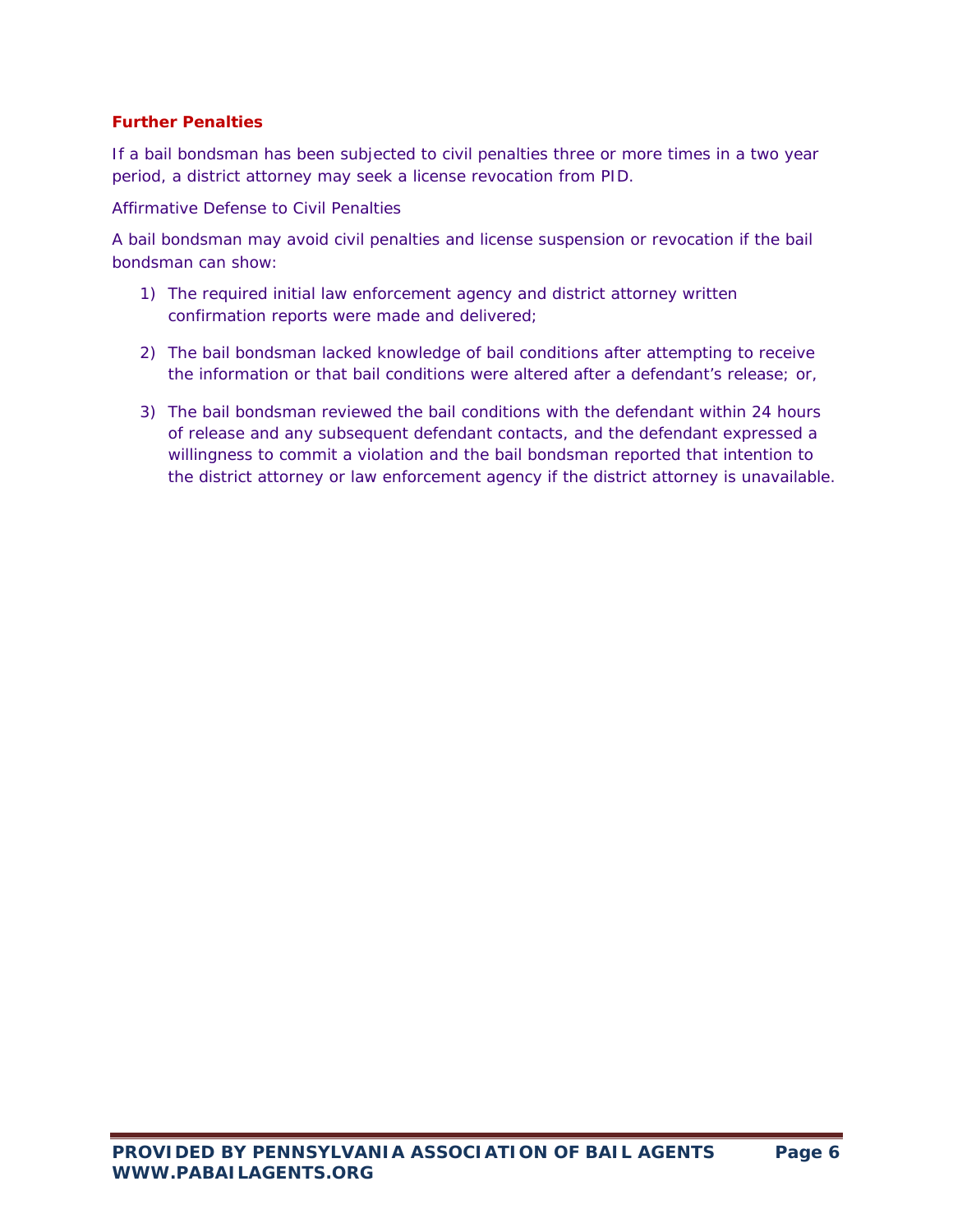### Further Penalties

If a bail bondsman has been subjected to civil penalties three or more times in a two year period, a district attorney may seek a license revocation from PID.

Affirmative Defense to Civil Penalties

A bail bondsman may avoid civil penalties and license suspension or revocation if the bail bondsman can show:

1) The required initial law enforcement agency and district attorney written confirmation reports were made and delivered;

2) The bail bondsman lacked knowledge of bail conditions after attempting to receive the information or that bail conditions were altered after a defendant's release; or,

3) The bail bondsman reviewed the bail conditions with the defendant within 24 hours of release and any subsequent defendant contacts, and the defendant expressed a willingness to commit a violation and the bail bondsman reported that intention to the district attorney or law enforcement agency if the district attorney is unavailable.